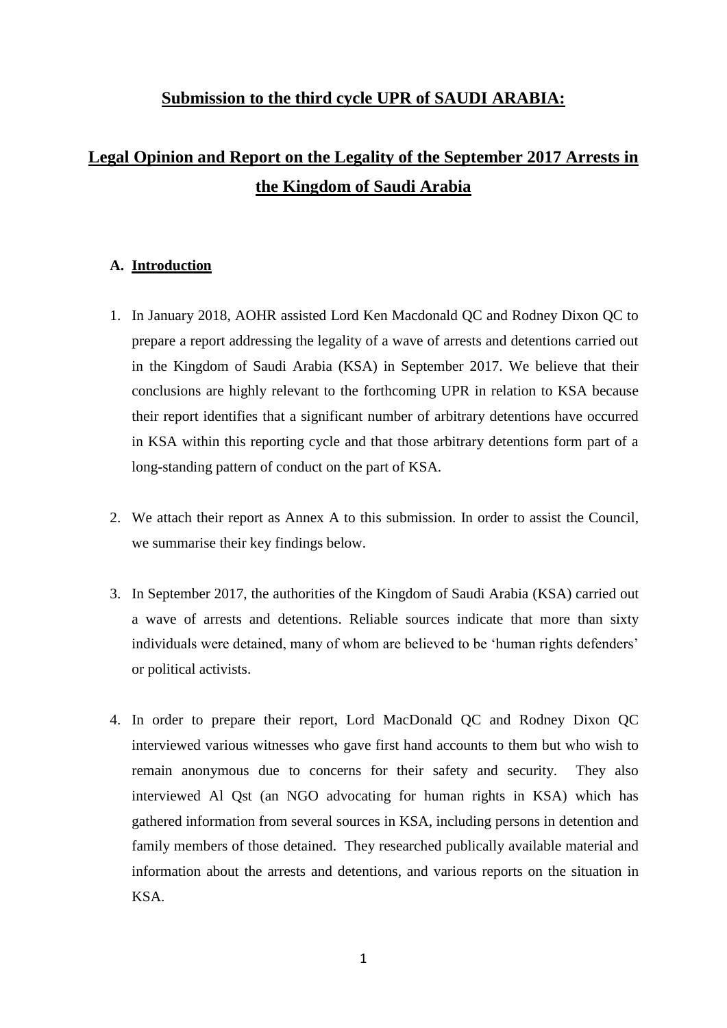# Submission to the third cycle UPR of SAUDI ARABIA:

# Legal Opinion and Report on the Legality of the September 2017 Arrests in the Kingdom of Saudi Arabia

## A. Introduction

1. In January 2018, AOHR assisted Lord Ken Macdonald QC and Rodney Dixon QC to prepare a report addressing the legality of a wave of arrests and detentions carried out in the Kingdom of Saudi Arabia (KSA) in September 2017. We believe that their conclusions are highly relevant to the forthcoming UPR in relation to KSA because their report identifies that a significant number of arbitrary detentions have occurred in KSA within this reporting cycle and that those arbitrary detentions form part of a long-standing pattern of conduct on the part of KSA.

2. We attach their report as Annex A to this submission. In order to assist the Council, we summarise their key findings below.

3. In September 2017, the authorities of the Kingdom of Saudi Arabia (KSA) carried out a wave of arrests and detentions. Reliable sources indicate that more than sixty individuals were detained, many of whom are believed to be 'human rights defenders' or political activists.

4. In order to prepare their report, Lord MacDonald QC and Rodney Dixon QC interviewed various witnesses who gave first hand accounts to them but who wish to remain anonymous due to concerns for their safety and security. They also interviewed Al Qst (an NGO advocating for human rights in KSA) which has gathered information from several sources in KSA, including persons in detention and family members of those detained. They researched publically available material and information about the arrests and detentions, and various reports on the situation in KSA.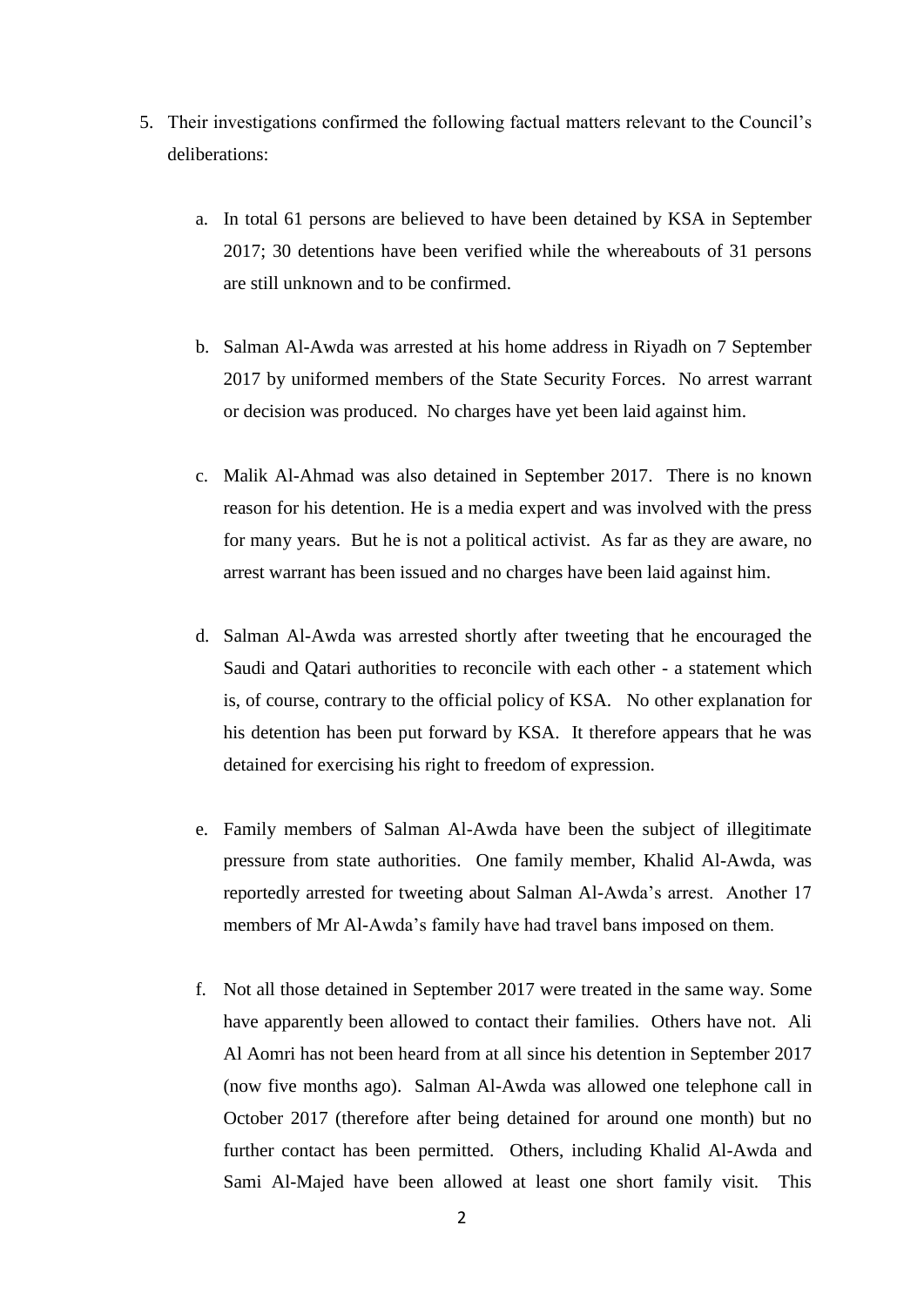5. Their investigations confirmed the following factual matters relevant to the Council's deliberations:

   a. In total 61 persons are believed to have been detained by KSA in September 2017; 30 detentions have been verified while the whereabouts of 31 persons are still unknown and to be confirmed.

   b. Salman Al-Awda was arrested at his home address in Riyadh on 7 September 2017 by uniformed members of the State Security Forces. No arrest warrant or decision was produced. No charges have yet been laid against him.

   c. Malik Al-Ahmad was also detained in September 2017. There is no known reason for his detention. He is a media expert and was involved with the press for many years. But he is not a political activist. As far as they are aware, no arrest warrant has been issued and no charges have been laid against him.

   d. Salman Al-Awda was arrested shortly after tweeting that he encouraged the Saudi and Qatari authorities to reconcile with each other - a statement which is, of course, contrary to the official policy of KSA. No other explanation for his detention has been put forward by KSA. It therefore appears that he was detained for exercising his right to freedom of expression.

   e. Family members of Salman Al-Awda have been the subject of illegitimate pressure from state authorities. One family member, Khalid Al-Awda, was reportedly arrested for tweeting about Salman Al-Awda's arrest. Another 17 members of Mr Al-Awda's family have had travel bans imposed on them.

   f. Not all those detained in September 2017 were treated in the same way. Some have apparently been allowed to contact their families. Others have not. Ali Al Aomri has not been heard from at all since his detention in September 2017 (now five months ago). Salman Al-Awda was allowed one telephone call in October 2017 (therefore after being detained for around one month) but no further contact has been permitted. Others, including Khalid Al-Awda and Sami Al-Majed have been allowed at least one short family visit. This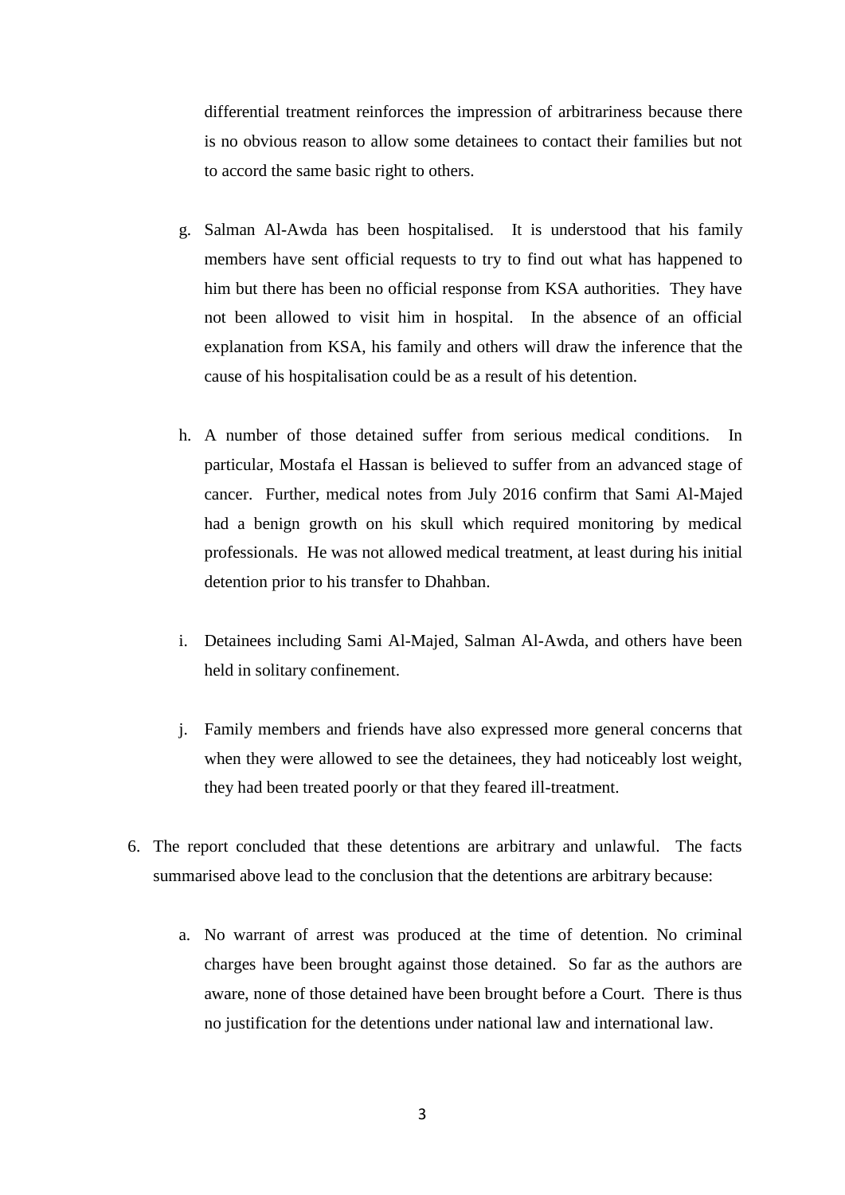differential treatment reinforces the impression of arbitrariness because there is no obvious reason to allow some detainees to contact their families but not to accord the same basic right to others.

g. Salman Al-Awda has been hospitalised. It is understood that his family members have sent official requests to try to find out what has happened to him but there has been no official response from KSA authorities. They have not been allowed to visit him in hospital. In the absence of an official explanation from KSA, his family and others will draw the inference that the cause of his hospitalisation could be as a result of his detention.

h. A number of those detained suffer from serious medical conditions. In particular, Mostafa el Hassan is believed to suffer from an advanced stage of cancer. Further, medical notes from July 2016 confirm that Sami Al-Majed had a benign growth on his skull which required monitoring by medical professionals. He was not allowed medical treatment, at least during his initial detention prior to his transfer to Dhahban.

i. Detainees including Sami Al-Majed, Salman Al-Awda, and others have been held in solitary confinement.

j. Family members and friends have also expressed more general concerns that when they were allowed to see the detainees, they had noticeably lost weight, they had been treated poorly or that they feared ill-treatment.

6. The report concluded that these detentions are arbitrary and unlawful. The facts summarised above lead to the conclusion that the detentions are arbitrary because:

   a. No warrant of arrest was produced at the time of detention. No criminal charges have been brought against those detained. So far as the authors are aware, none of those detained have been brought before a Court. There is thus no justification for the detentions under national law and international law.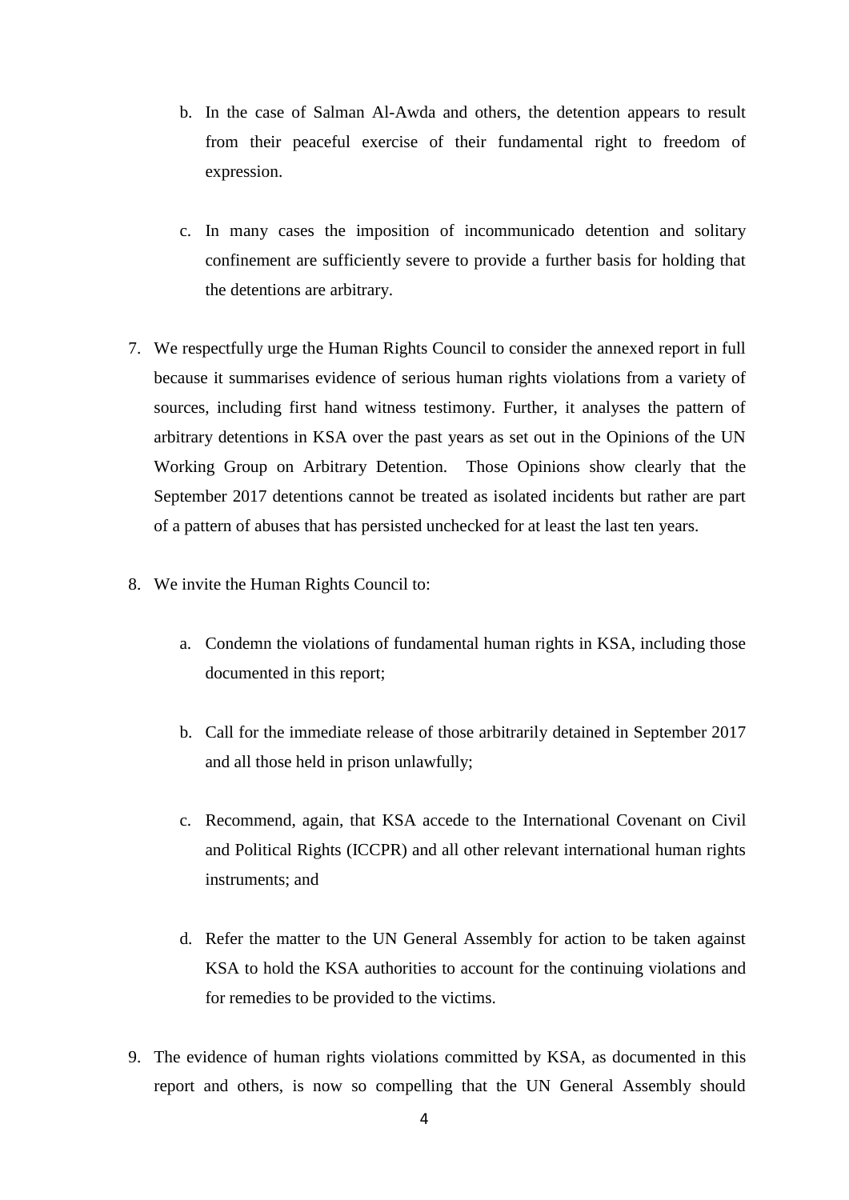b. In the case of Salman Al-Awda and others, the detention appears to result from their peaceful exercise of their fundamental right to freedom of expression.

c. In many cases the imposition of incommunicado detention and solitary confinement are sufficiently severe to provide a further basis for holding that the detentions are arbitrary.

7. We respectfully urge the Human Rights Council to consider the annexed report in full because it summarises evidence of serious human rights violations from a variety of sources, including first hand witness testimony. Further, it analyses the pattern of arbitrary detentions in KSA over the past years as set out in the Opinions of the UN Working Group on Arbitrary Detention. Those Opinions show clearly that the September 2017 detentions cannot be treated as isolated incidents but rather are part of a pattern of abuses that has persisted unchecked for at least the last ten years.

8. We invite the Human Rights Council to:

   a. Condemn the violations of fundamental human rights in KSA, including those documented in this report;

   b. Call for the immediate release of those arbitrarily detained in September 2017 and all those held in prison unlawfully;

   c. Recommend, again, that KSA accede to the International Covenant on Civil and Political Rights (ICCPR) and all other relevant international human rights instruments; and

   d. Refer the matter to the UN General Assembly for action to be taken against KSA to hold the KSA authorities to account for the continuing violations and for remedies to be provided to the victims.

9. The evidence of human rights violations committed by KSA, as documented in this report and others, is now so compelling that the UN General Assembly should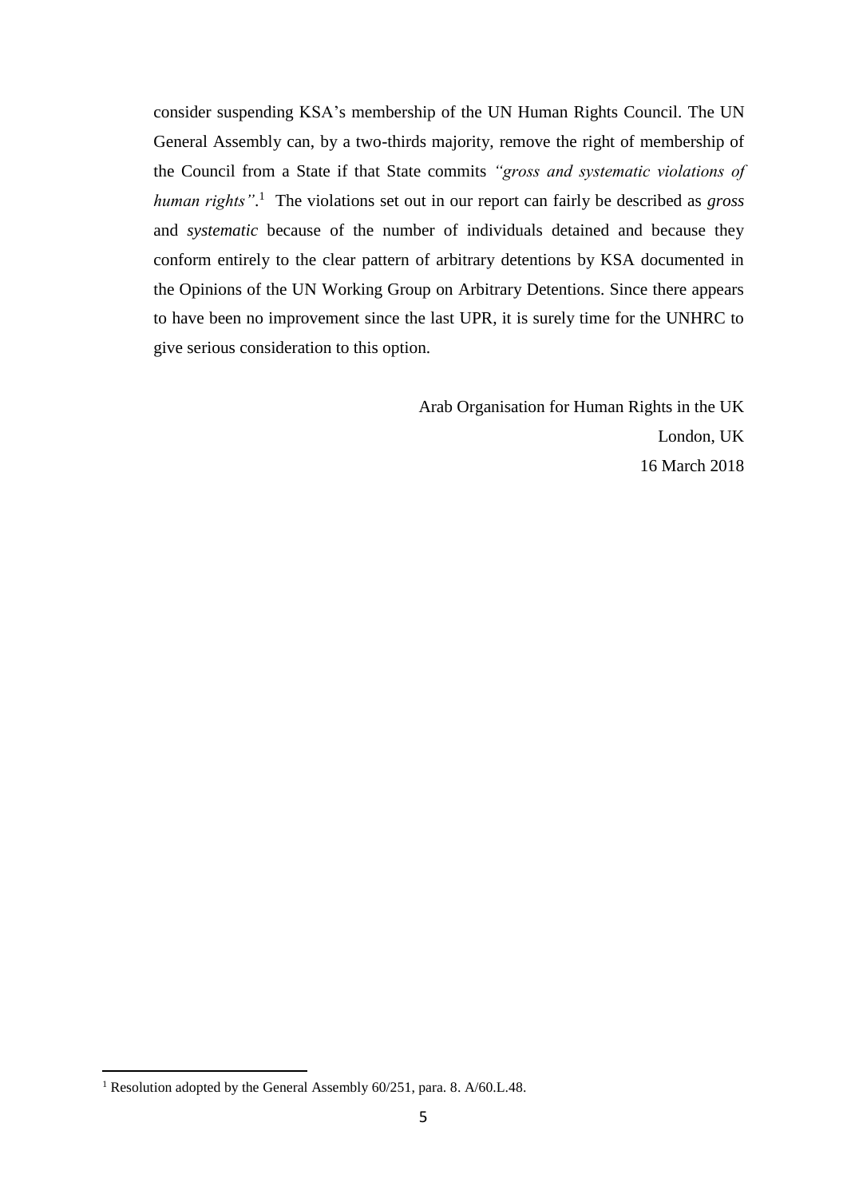consider suspending KSA's membership of the UN Human Rights Council. The UN General Assembly can, by a two-thirds majority, remove the right of membership of the Council from a State if that State commits *"gross and systematic violations of human rights"*.[1] The violations set out in our report can fairly be described as *gross* and *systematic* because of the number of individuals detained and because they conform entirely to the clear pattern of arbitrary detentions by KSA documented in the Opinions of the UN Working Group on Arbitrary Detentions. Since there appears to have been no improvement since the last UPR, it is surely time for the UNHRC to give serious consideration to this option.

Arab Organisation for Human Rights in the UK
London, UK
16 March 2018

---

[1] Resolution adopted by the General Assembly 60/251, para. 8. A/60.L.48.